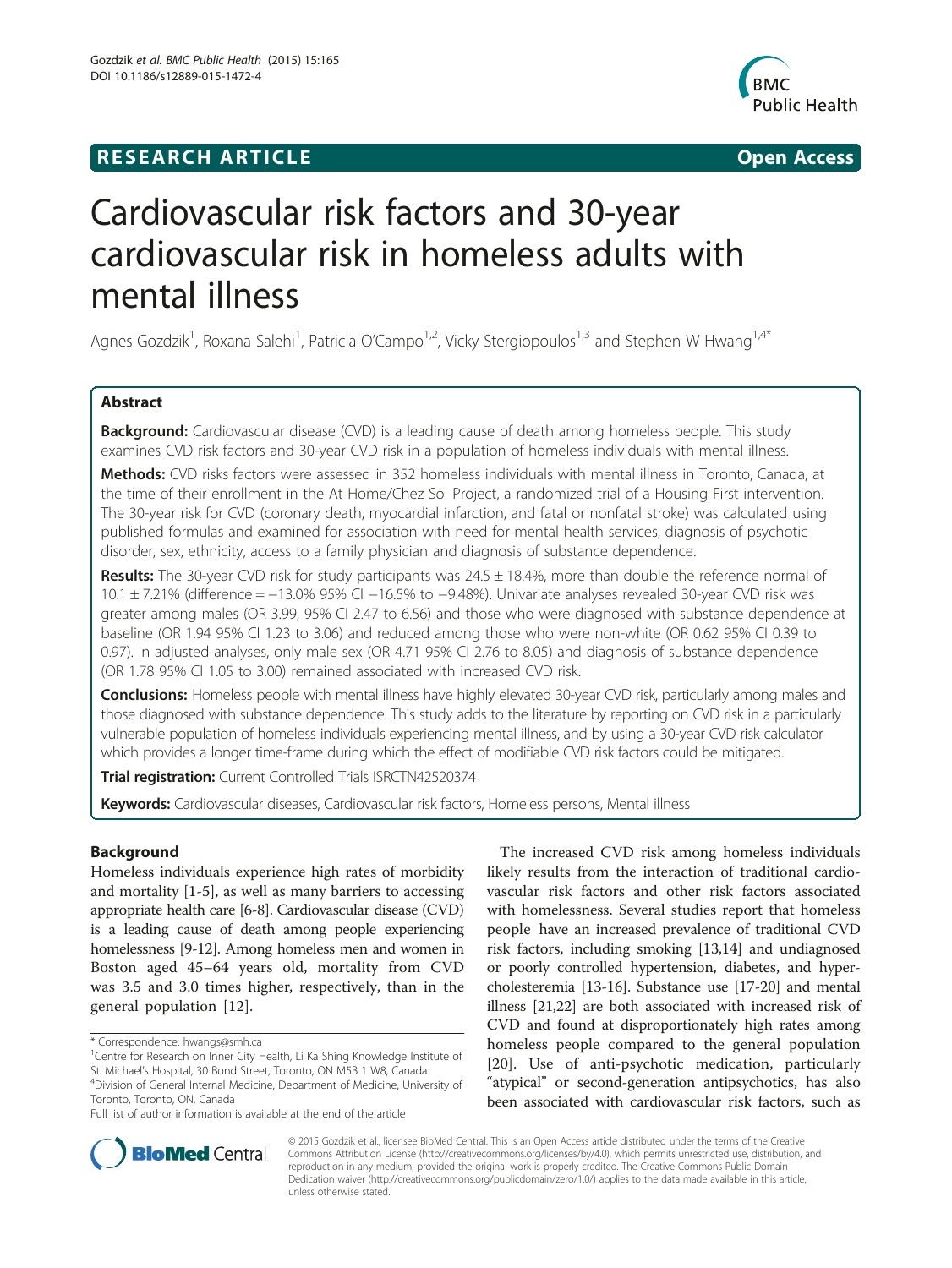**RESEARCH ARTICLE** **Open Access**

# Cardiovascular risk factors and 30-year cardiovascular risk in homeless adults with mental illness

Agnes Gozdzik[1], Roxana Salehi[1], Patricia O'Campo[1,2], Vicky Stergiopoulos[1,3] and Stephen W Hwang[1,4*]

## Abstract

**Background:** Cardiovascular disease (CVD) is a leading cause of death among homeless people. This study examines CVD risk factors and 30-year CVD risk in a population of homeless individuals with mental illness.

**Methods:** CVD risks factors were assessed in 352 homeless individuals with mental illness in Toronto, Canada, at the time of their enrollment in the At Home/Chez Soi Project, a randomized trial of a Housing First intervention. The 30-year risk for CVD (coronary death, myocardial infarction, and fatal or nonfatal stroke) was calculated using published formulas and examined for association with need for mental health services, diagnosis of psychotic disorder, sex, ethnicity, access to a family physician and diagnosis of substance dependence.

**Results:** The 30-year CVD risk for study participants was 24.5 ± 18.4%, more than double the reference normal of 10.1 ± 7.21% (difference = −13.0% 95% CI −16.5% to −9.48%). Univariate analyses revealed 30-year CVD risk was greater among males (OR 3.99, 95% CI 2.47 to 6.56) and those who were diagnosed with substance dependence at baseline (OR 1.94 95% CI 1.23 to 3.06) and reduced among those who were non-white (OR 0.62 95% CI 0.39 to 0.97). In adjusted analyses, only male sex (OR 4.71 95% CI 2.76 to 8.05) and diagnosis of substance dependence (OR 1.78 95% CI 1.05 to 3.00) remained associated with increased CVD risk.

**Conclusions:** Homeless people with mental illness have highly elevated 30-year CVD risk, particularly among males and those diagnosed with substance dependence. This study adds to the literature by reporting on CVD risk in a particularly vulnerable population of homeless individuals experiencing mental illness, and by using a 30-year CVD risk calculator which provides a longer time-frame during which the effect of modifiable CVD risk factors could be mitigated.

**Trial registration:** Current Controlled Trials ISRCTN42520374

**Keywords:** Cardiovascular diseases, Cardiovascular risk factors, Homeless persons, Mental illness

## Background

Homeless individuals experience high rates of morbidity and mortality [1-5], as well as many barriers to accessing appropriate health care [6-8]. Cardiovascular disease (CVD) is a leading cause of death among people experiencing homelessness [9-12]. Among homeless men and women in Boston aged 45–64 years old, mortality from CVD was 3.5 and 3.0 times higher, respectively, than in the general population [12].

The increased CVD risk among homeless individuals likely results from the interaction of traditional cardiovascular risk factors and other risk factors associated with homelessness. Several studies report that homeless people have an increased prevalence of traditional CVD risk factors, including smoking [13,14] and undiagnosed or poorly controlled hypertension, diabetes, and hypercholesteremia [13-16]. Substance use [17-20] and mental illness [21,22] are both associated with increased risk of CVD and found at disproportionately high rates among homeless people compared to the general population [20]. Use of anti-psychotic medication, particularly "atypical" or second-generation antipsychotics, has also been associated with cardiovascular risk factors, such as

\* Correspondence: hwangs@smh.ca
[1]Centre for Research on Inner City Health, Li Ka Shing Knowledge Institute of St. Michael's Hospital, 30 Bond Street, Toronto, ON M5B 1 W8, Canada
[4]Division of General Internal Medicine, Department of Medicine, University of Toronto, Toronto, ON, Canada
Full list of author information is available at the end of the article

© 2015 Gozdzik et al.; licensee BioMed Central. This is an Open Access article distributed under the terms of the Creative Commons Attribution License (http://creativecommons.org/licenses/by/4.0), which permits unrestricted use, distribution, and reproduction in any medium, provided the original work is properly credited. The Creative Commons Public Domain Dedication waiver (http://creativecommons.org/publicdomain/zero/1.0/) applies to the data made available in this article, unless otherwise stated.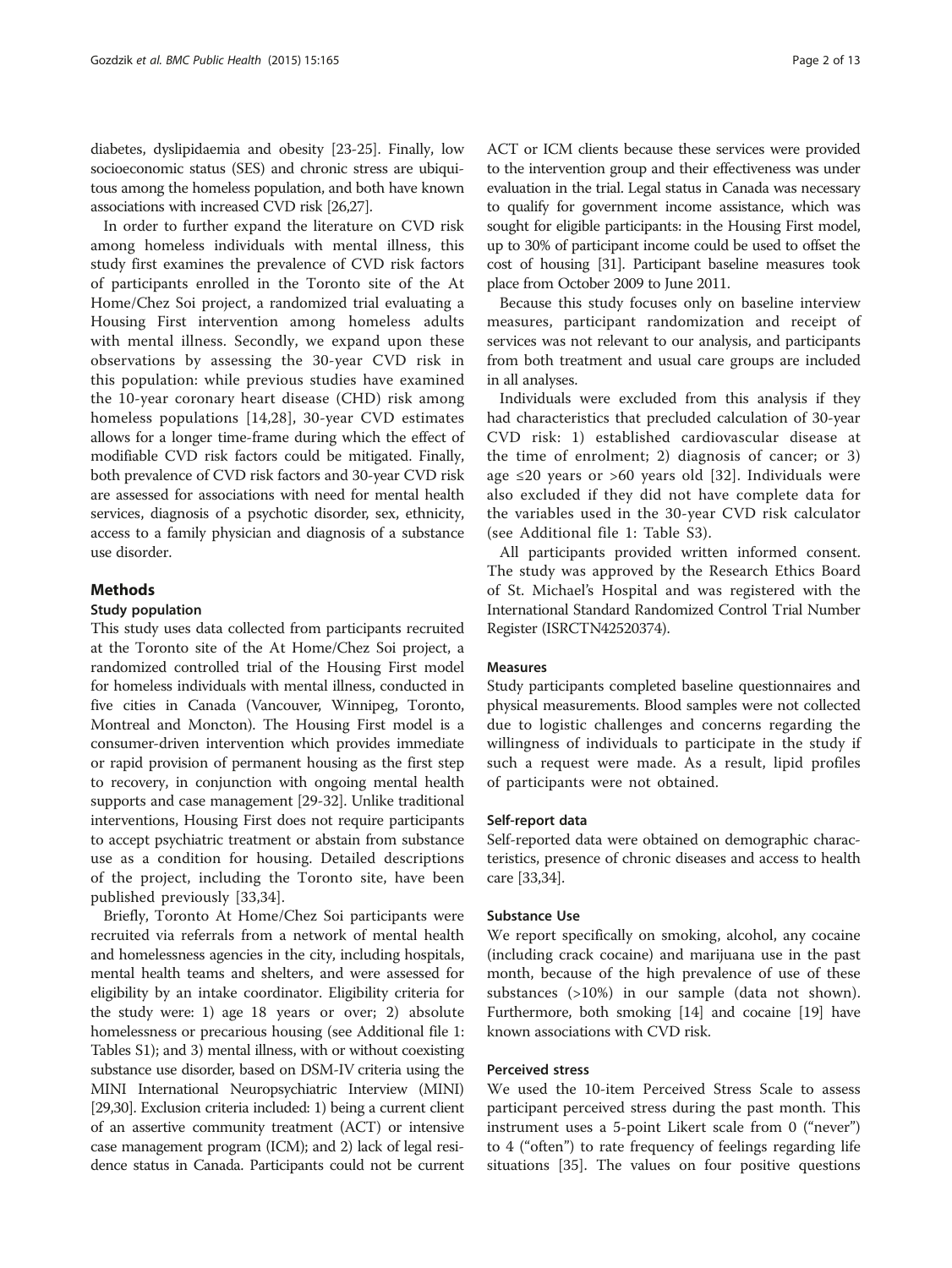diabetes, dyslipidaemia and obesity [23-25]. Finally, low socioeconomic status (SES) and chronic stress are ubiquitous among the homeless population, and both have known associations with increased CVD risk [26,27].

In order to further expand the literature on CVD risk among homeless individuals with mental illness, this study first examines the prevalence of CVD risk factors of participants enrolled in the Toronto site of the At Home/Chez Soi project, a randomized trial evaluating a Housing First intervention among homeless adults with mental illness. Secondly, we expand upon these observations by assessing the 30-year CVD risk in this population: while previous studies have examined the 10-year coronary heart disease (CHD) risk among homeless populations [14,28], 30-year CVD estimates allows for a longer time-frame during which the effect of modifiable CVD risk factors could be mitigated. Finally, both prevalence of CVD risk factors and 30-year CVD risk are assessed for associations with need for mental health services, diagnosis of a psychotic disorder, sex, ethnicity, access to a family physician and diagnosis of a substance use disorder.

## Methods

### Study population

This study uses data collected from participants recruited at the Toronto site of the At Home/Chez Soi project, a randomized controlled trial of the Housing First model for homeless individuals with mental illness, conducted in five cities in Canada (Vancouver, Winnipeg, Toronto, Montreal and Moncton). The Housing First model is a consumer-driven intervention which provides immediate or rapid provision of permanent housing as the first step to recovery, in conjunction with ongoing mental health supports and case management [29-32]. Unlike traditional interventions, Housing First does not require participants to accept psychiatric treatment or abstain from substance use as a condition for housing. Detailed descriptions of the project, including the Toronto site, have been published previously [33,34].

Briefly, Toronto At Home/Chez Soi participants were recruited via referrals from a network of mental health and homelessness agencies in the city, including hospitals, mental health teams and shelters, and were assessed for eligibility by an intake coordinator. Eligibility criteria for the study were: 1) age 18 years or over; 2) absolute homelessness or precarious housing (see Additional file 1: Tables S1); and 3) mental illness, with or without coexisting substance use disorder, based on DSM-IV criteria using the MINI International Neuropsychiatric Interview (MINI) [29,30]. Exclusion criteria included: 1) being a current client of an assertive community treatment (ACT) or intensive case management program (ICM); and 2) lack of legal residence status in Canada. Participants could not be current ACT or ICM clients because these services were provided to the intervention group and their effectiveness was under evaluation in the trial. Legal status in Canada was necessary to qualify for government income assistance, which was sought for eligible participants: in the Housing First model, up to 30% of participant income could be used to offset the cost of housing [31]. Participant baseline measures took place from October 2009 to June 2011.

Because this study focuses only on baseline interview measures, participant randomization and receipt of services was not relevant to our analysis, and participants from both treatment and usual care groups are included in all analyses.

Individuals were excluded from this analysis if they had characteristics that precluded calculation of 30-year CVD risk: 1) established cardiovascular disease at the time of enrolment; 2) diagnosis of cancer; or 3) age ≤20 years or >60 years old [32]. Individuals were also excluded if they did not have complete data for the variables used in the 30-year CVD risk calculator (see Additional file 1: Table S3).

All participants provided written informed consent. The study was approved by the Research Ethics Board of St. Michael's Hospital and was registered with the International Standard Randomized Control Trial Number Register (ISRCTN42520374).

### Measures

Study participants completed baseline questionnaires and physical measurements. Blood samples were not collected due to logistic challenges and concerns regarding the willingness of individuals to participate in the study if such a request were made. As a result, lipid profiles of participants were not obtained.

#### Self-report data

Self-reported data were obtained on demographic characteristics, presence of chronic diseases and access to health care [33,34].

#### Substance Use

We report specifically on smoking, alcohol, any cocaine (including crack cocaine) and marijuana use in the past month, because of the high prevalence of use of these substances (>10%) in our sample (data not shown). Furthermore, both smoking [14] and cocaine [19] have known associations with CVD risk.

#### Perceived stress

We used the 10-item Perceived Stress Scale to assess participant perceived stress during the past month. This instrument uses a 5-point Likert scale from 0 ("never") to 4 ("often") to rate frequency of feelings regarding life situations [35]. The values on four positive questions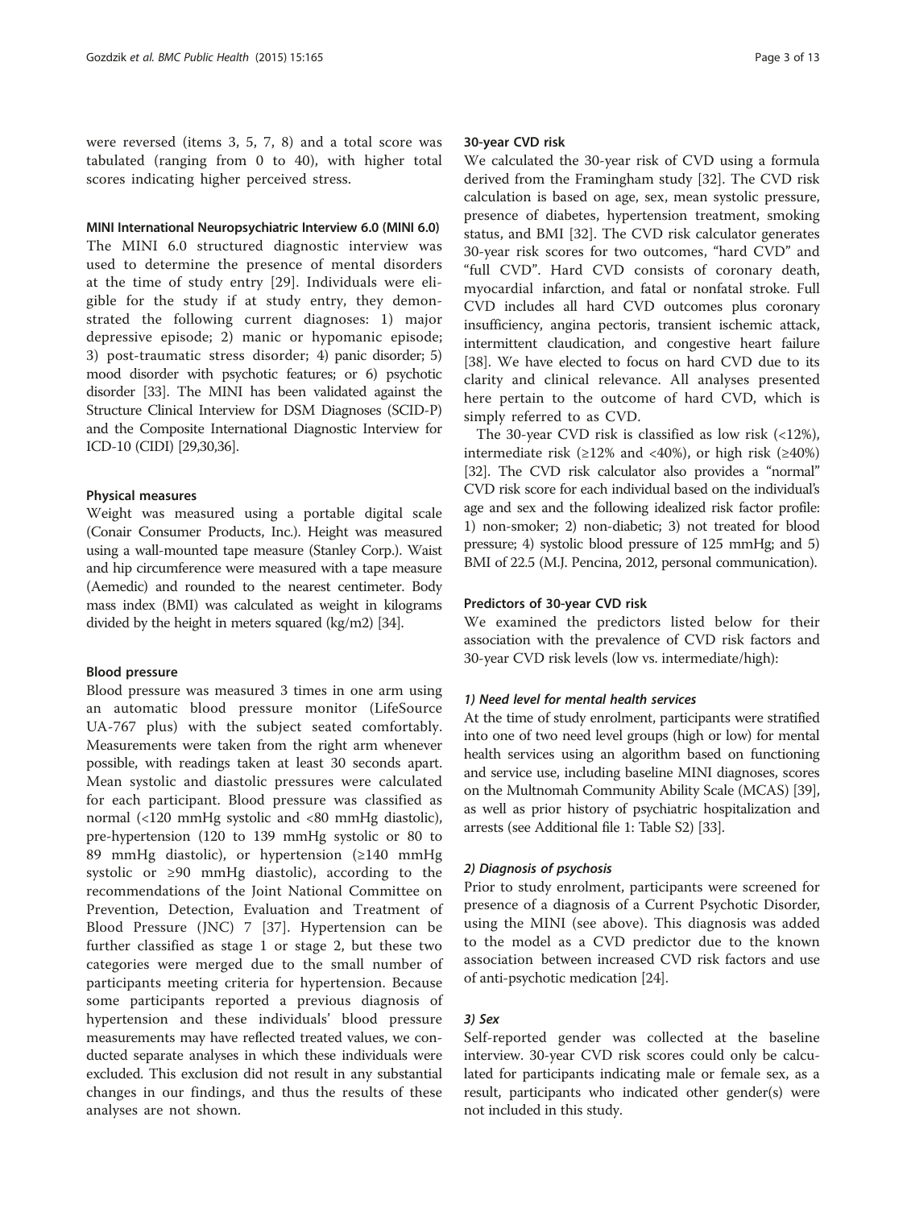were reversed (items 3, 5, 7, 8) and a total score was tabulated (ranging from 0 to 40), with higher total scores indicating higher perceived stress.

#### MINI International Neuropsychiatric Interview 6.0 (MINI 6.0)

The MINI 6.0 structured diagnostic interview was used to determine the presence of mental disorders at the time of study entry [29]. Individuals were eligible for the study if at study entry, they demonstrated the following current diagnoses: 1) major depressive episode; 2) manic or hypomanic episode; 3) post-traumatic stress disorder; 4) panic disorder; 5) mood disorder with psychotic features; or 6) psychotic disorder [33]. The MINI has been validated against the Structure Clinical Interview for DSM Diagnoses (SCID-P) and the Composite International Diagnostic Interview for ICD-10 (CIDI) [29,30,36].

#### Physical measures

Weight was measured using a portable digital scale (Conair Consumer Products, Inc.). Height was measured using a wall-mounted tape measure (Stanley Corp.). Waist and hip circumference were measured with a tape measure (Aemedic) and rounded to the nearest centimeter. Body mass index (BMI) was calculated as weight in kilograms divided by the height in meters squared (kg/m2) [34].

#### Blood pressure

Blood pressure was measured 3 times in one arm using an automatic blood pressure monitor (LifeSource UA-767 plus) with the subject seated comfortably. Measurements were taken from the right arm whenever possible, with readings taken at least 30 seconds apart. Mean systolic and diastolic pressures were calculated for each participant. Blood pressure was classified as normal (<120 mmHg systolic and <80 mmHg diastolic), pre-hypertension (120 to 139 mmHg systolic or 80 to 89 mmHg diastolic), or hypertension (≥140 mmHg systolic or ≥90 mmHg diastolic), according to the recommendations of the Joint National Committee on Prevention, Detection, Evaluation and Treatment of Blood Pressure (JNC) 7 [37]. Hypertension can be further classified as stage 1 or stage 2, but these two categories were merged due to the small number of participants meeting criteria for hypertension. Because some participants reported a previous diagnosis of hypertension and these individuals' blood pressure measurements may have reflected treated values, we conducted separate analyses in which these individuals were excluded. This exclusion did not result in any substantial changes in our findings, and thus the results of these analyses are not shown.

#### 30-year CVD risk

We calculated the 30-year risk of CVD using a formula derived from the Framingham study [32]. The CVD risk calculation is based on age, sex, mean systolic pressure, presence of diabetes, hypertension treatment, smoking status, and BMI [32]. The CVD risk calculator generates 30-year risk scores for two outcomes, "hard CVD" and "full CVD". Hard CVD consists of coronary death, myocardial infarction, and fatal or nonfatal stroke. Full CVD includes all hard CVD outcomes plus coronary insufficiency, angina pectoris, transient ischemic attack, intermittent claudication, and congestive heart failure [38]. We have elected to focus on hard CVD due to its clarity and clinical relevance. All analyses presented here pertain to the outcome of hard CVD, which is simply referred to as CVD.

The 30-year CVD risk is classified as low risk (<12%), intermediate risk (≥12% and <40%), or high risk (≥40%) [32]. The CVD risk calculator also provides a "normal" CVD risk score for each individual based on the individual's age and sex and the following idealized risk factor profile: 1) non-smoker; 2) non-diabetic; 3) not treated for blood pressure; 4) systolic blood pressure of 125 mmHg; and 5) BMI of 22.5 (M.J. Pencina, 2012, personal communication).

#### Predictors of 30-year CVD risk

We examined the predictors listed below for their association with the prevalence of CVD risk factors and 30-year CVD risk levels (low vs. intermediate/high):

##### *1) Need level for mental health services*

At the time of study enrolment, participants were stratified into one of two need level groups (high or low) for mental health services using an algorithm based on functioning and service use, including baseline MINI diagnoses, scores on the Multnomah Community Ability Scale (MCAS) [39], as well as prior history of psychiatric hospitalization and arrests (see Additional file 1: Table S2) [33].

##### *2) Diagnosis of psychosis*

Prior to study enrolment, participants were screened for presence of a diagnosis of a Current Psychotic Disorder, using the MINI (see above). This diagnosis was added to the model as a CVD predictor due to the known association between increased CVD risk factors and use of anti-psychotic medication [24].

##### *3) Sex*

Self-reported gender was collected at the baseline interview. 30-year CVD risk scores could only be calculated for participants indicating male or female sex, as a result, participants who indicated other gender(s) were not included in this study.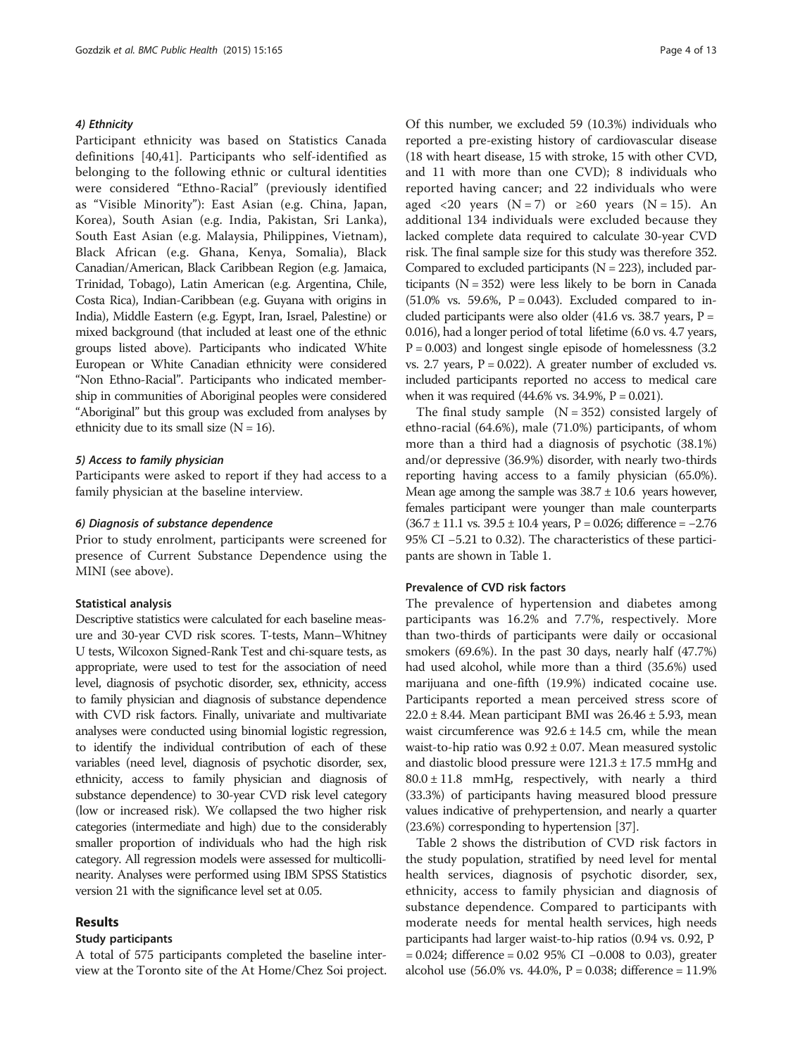#### 4) Ethnicity

Participant ethnicity was based on Statistics Canada definitions [40,41]. Participants who self-identified as belonging to the following ethnic or cultural identities were considered "Ethno-Racial" (previously identified as "Visible Minority"): East Asian (e.g. China, Japan, Korea), South Asian (e.g. India, Pakistan, Sri Lanka), South East Asian (e.g. Malaysia, Philippines, Vietnam), Black African (e.g. Ghana, Kenya, Somalia), Black Canadian/American, Black Caribbean Region (e.g. Jamaica, Trinidad, Tobago), Latin American (e.g. Argentina, Chile, Costa Rica), Indian-Caribbean (e.g. Guyana with origins in India), Middle Eastern (e.g. Egypt, Iran, Israel, Palestine) or mixed background (that included at least one of the ethnic groups listed above). Participants who indicated White European or White Canadian ethnicity were considered "Non Ethno-Racial". Participants who indicated membership in communities of Aboriginal peoples were considered "Aboriginal" but this group was excluded from analyses by ethnicity due to its small size (N = 16).

#### 5) Access to family physician

Participants were asked to report if they had access to a family physician at the baseline interview.

#### 6) Diagnosis of substance dependence

Prior to study enrolment, participants were screened for presence of Current Substance Dependence using the MINI (see above).

### Statistical analysis

Descriptive statistics were calculated for each baseline measure and 30-year CVD risk scores. T-tests, Mann–Whitney U tests, Wilcoxon Signed-Rank Test and chi-square tests, as appropriate, were used to test for the association of need level, diagnosis of psychotic disorder, sex, ethnicity, access to family physician and diagnosis of substance dependence with CVD risk factors. Finally, univariate and multivariate analyses were conducted using binomial logistic regression, to identify the individual contribution of each of these variables (need level, diagnosis of psychotic disorder, sex, ethnicity, access to family physician and diagnosis of substance dependence) to 30-year CVD risk level category (low or increased risk). We collapsed the two higher risk categories (intermediate and high) due to the considerably smaller proportion of individuals who had the high risk category. All regression models were assessed for multicollinearity. Analyses were performed using IBM SPSS Statistics version 21 with the significance level set at 0.05.

## Results

### Study participants

A total of 575 participants completed the baseline interview at the Toronto site of the At Home/Chez Soi project. Of this number, we excluded 59 (10.3%) individuals who reported a pre-existing history of cardiovascular disease (18 with heart disease, 15 with stroke, 15 with other CVD, and 11 with more than one CVD); 8 individuals who reported having cancer; and 22 individuals who were aged <20 years (N = 7) or ≥60 years (N = 15). An additional 134 individuals were excluded because they lacked complete data required to calculate 30-year CVD risk. The final sample size for this study was therefore 352. Compared to excluded participants (N = 223), included participants (N = 352) were less likely to be born in Canada (51.0% vs. 59.6%, P = 0.043). Excluded compared to included participants were also older (41.6 vs. 38.7 years, P = 0.016), had a longer period of total lifetime (6.0 vs. 4.7 years, P = 0.003) and longest single episode of homelessness (3.2 vs. 2.7 years, P = 0.022). A greater number of excluded vs. included participants reported no access to medical care when it was required (44.6% vs. 34.9%, P = 0.021).

The final study sample (N = 352) consisted largely of ethno-racial (64.6%), male (71.0%) participants, of whom more than a third had a diagnosis of psychotic (38.1%) and/or depressive (36.9%) disorder, with nearly two-thirds reporting having access to a family physician (65.0%). Mean age among the sample was 38.7 ± 10.6 years however, females participant were younger than male counterparts (36.7 ± 11.1 vs. 39.5 ± 10.4 years, P = 0.026; difference = −2.76 95% CI −5.21 to 0.32). The characteristics of these participants are shown in Table 1.

### Prevalence of CVD risk factors

The prevalence of hypertension and diabetes among participants was 16.2% and 7.7%, respectively. More than two-thirds of participants were daily or occasional smokers (69.6%). In the past 30 days, nearly half (47.7%) had used alcohol, while more than a third (35.6%) used marijuana and one-fifth (19.9%) indicated cocaine use. Participants reported a mean perceived stress score of 22.0 ± 8.44. Mean participant BMI was 26.46 ± 5.93, mean waist circumference was 92.6 ± 14.5 cm, while the mean waist-to-hip ratio was 0.92 ± 0.07. Mean measured systolic and diastolic blood pressure were 121.3 ± 17.5 mmHg and 80.0 ± 11.8 mmHg, respectively, with nearly a third (33.3%) of participants having measured blood pressure values indicative of prehypertension, and nearly a quarter (23.6%) corresponding to hypertension [37].

Table 2 shows the distribution of CVD risk factors in the study population, stratified by need level for mental health services, diagnosis of psychotic disorder, sex, ethnicity, access to family physician and diagnosis of substance dependence. Compared to participants with moderate needs for mental health services, high needs participants had larger waist-to-hip ratios (0.94 vs. 0.92, P = 0.024; difference = 0.02 95% CI −0.008 to 0.03), greater alcohol use (56.0% vs. 44.0%, P = 0.038; difference = 11.9%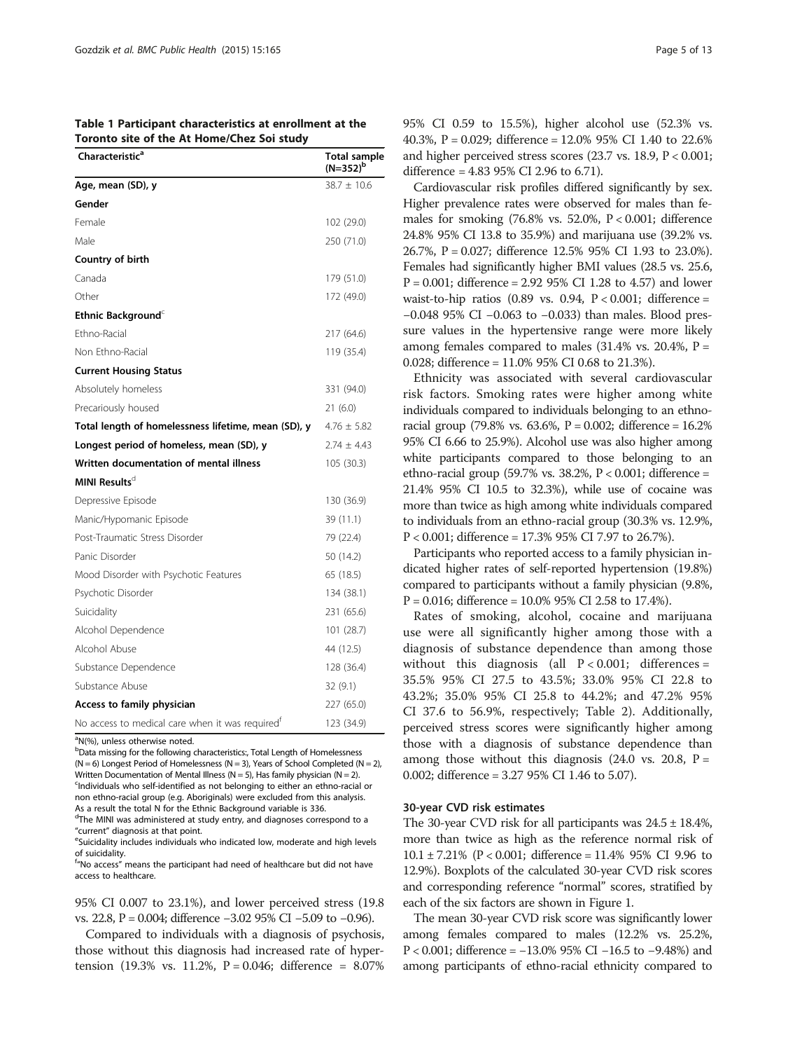**Table 1 Participant characteristics at enrollment at the Toronto site of the At Home/Chez Soi study**

| Characteristic[a] | Total sample (N=352)[b] |
|---|---|
| **Age, mean (SD), y** | 38.7 ± 10.6 |
| **Gender** | |
| Female | 102 (29.0) |
| Male | 250 (71.0) |
| **Country of birth** | |
| Canada | 179 (51.0) |
| Other | 172 (49.0) |
| **Ethnic Background**[c] | |
| Ethno-Racial | 217 (64.6) |
| Non Ethno-Racial | 119 (35.4) |
| **Current Housing Status** | |
| Absolutely homeless | 331 (94.0) |
| Precariously housed | 21 (6.0) |
| **Total length of homelessness lifetime, mean (SD), y** | 4.76 ± 5.82 |
| **Longest period of homeless, mean (SD), y** | 2.74 ± 4.43 |
| **Written documentation of mental illness** | 105 (30.3) |
| **MINI Results**[d] | |
| Depressive Episode | 130 (36.9) |
| Manic/Hypomanic Episode | 39 (11.1) |
| Post-Traumatic Stress Disorder | 79 (22.4) |
| Panic Disorder | 50 (14.2) |
| Mood Disorder with Psychotic Features | 65 (18.5) |
| Psychotic Disorder | 134 (38.1) |
| Suicidality | 231 (65.6) |
| Alcohol Dependence | 101 (28.7) |
| Alcohol Abuse | 44 (12.5) |
| Substance Dependence | 128 (36.4) |
| Substance Abuse | 32 (9.1) |
| **Access to family physician** | 227 (65.0) |
| No access to medical care when it was required[f] | 123 (34.9) |

[a]N(%), unless otherwise noted.
[b]Data missing for the following characteristics:, Total Length of Homelessness (N = 6) Longest Period of Homelessness (N = 3), Years of School Completed (N = 2), Written Documentation of Mental Illness (N = 5), Has family physician (N = 2).
[c]Individuals who self-identified as not belonging to either an ethno-racial or non ethno-racial group (e.g. Aboriginals) were excluded from this analysis. As a result the total N for the Ethnic Background variable is 336.
[d]The MINI was administered at study entry, and diagnoses correspond to a "current" diagnosis at that point.
[e]Suicidality includes individuals who indicated low, moderate and high levels of suicidality.
[f]"No access" means the participant had need of healthcare but did not have access to healthcare.

95% CI 0.007 to 23.1%), and lower perceived stress (19.8 vs. 22.8, P = 0.004; difference −3.02 95% CI −5.09 to −0.96).

Compared to individuals with a diagnosis of psychosis, those without this diagnosis had increased rate of hypertension (19.3% vs. 11.2%, P = 0.046; difference = 8.07% 95% CI 0.59 to 15.5%), higher alcohol use (52.3% vs. 40.3%, P = 0.029; difference = 12.0% 95% CI 1.40 to 22.6% and higher perceived stress scores (23.7 vs. 18.9, P < 0.001; difference = 4.83 95% CI 2.96 to 6.71).

Cardiovascular risk profiles differed significantly by sex. Higher prevalence rates were observed for males than females for smoking (76.8% vs. 52.0%, P < 0.001; difference 24.8% 95% CI 13.8 to 35.9%) and marijuana use (39.2% vs. 26.7%, P = 0.027; difference 12.5% 95% CI 1.93 to 23.0%). Females had significantly higher BMI values (28.5 vs. 25.6, P = 0.001; difference = 2.92 95% CI 1.28 to 4.57) and lower waist-to-hip ratios (0.89 vs. 0.94, P < 0.001; difference = −0.048 95% CI −0.063 to −0.033) than males. Blood pressure values in the hypertensive range were more likely among females compared to males (31.4% vs. 20.4%, P = 0.028; difference = 11.0% 95% CI 0.68 to 21.3%).

Ethnicity was associated with several cardiovascular risk factors. Smoking rates were higher among white individuals compared to individuals belonging to an ethno-racial group (79.8% vs. 63.6%, P = 0.002; difference = 16.2% 95% CI 6.66 to 25.9%). Alcohol use was also higher among white participants compared to those belonging to an ethno-racial group (59.7% vs. 38.2%, P < 0.001; difference = 21.4% 95% CI 10.5 to 32.3%), while use of cocaine was more than twice as high among white individuals compared to individuals from an ethno-racial group (30.3% vs. 12.9%, P < 0.001; difference = 17.3% 95% CI 7.97 to 26.7%).

Participants who reported access to a family physician indicated higher rates of self-reported hypertension (19.8%) compared to participants without a family physician (9.8%, P = 0.016; difference = 10.0% 95% CI 2.58 to 17.4%).

Rates of smoking, alcohol, cocaine and marijuana use were all significantly higher among those with a diagnosis of substance dependence than among those without this diagnosis (all P < 0.001; differences = 35.5% 95% CI 27.5 to 43.5%; 33.0% 95% CI 22.8 to 43.2%; 35.0% 95% CI 25.8 to 44.2%; and 47.2% 95% CI 37.6 to 56.9%, respectively; Table 2). Additionally, perceived stress scores were significantly higher among those with a diagnosis of substance dependence than among those without this diagnosis (24.0 vs. 20.8, P = 0.002; difference = 3.27 95% CI 1.46 to 5.07).

### 30-year CVD risk estimates

The 30-year CVD risk for all participants was 24.5 ± 18.4%, more than twice as high as the reference normal risk of 10.1 ± 7.21% (P < 0.001; difference = 11.4% 95% CI 9.96 to 12.9%). Boxplots of the calculated 30-year CVD risk scores and corresponding reference "normal" scores, stratified by each of the six factors are shown in Figure 1.

The mean 30-year CVD risk score was significantly lower among females compared to males (12.2% vs. 25.2%, P < 0.001; difference = −13.0% 95% CI −16.5 to −9.48%) and among participants of ethno-racial ethnicity compared to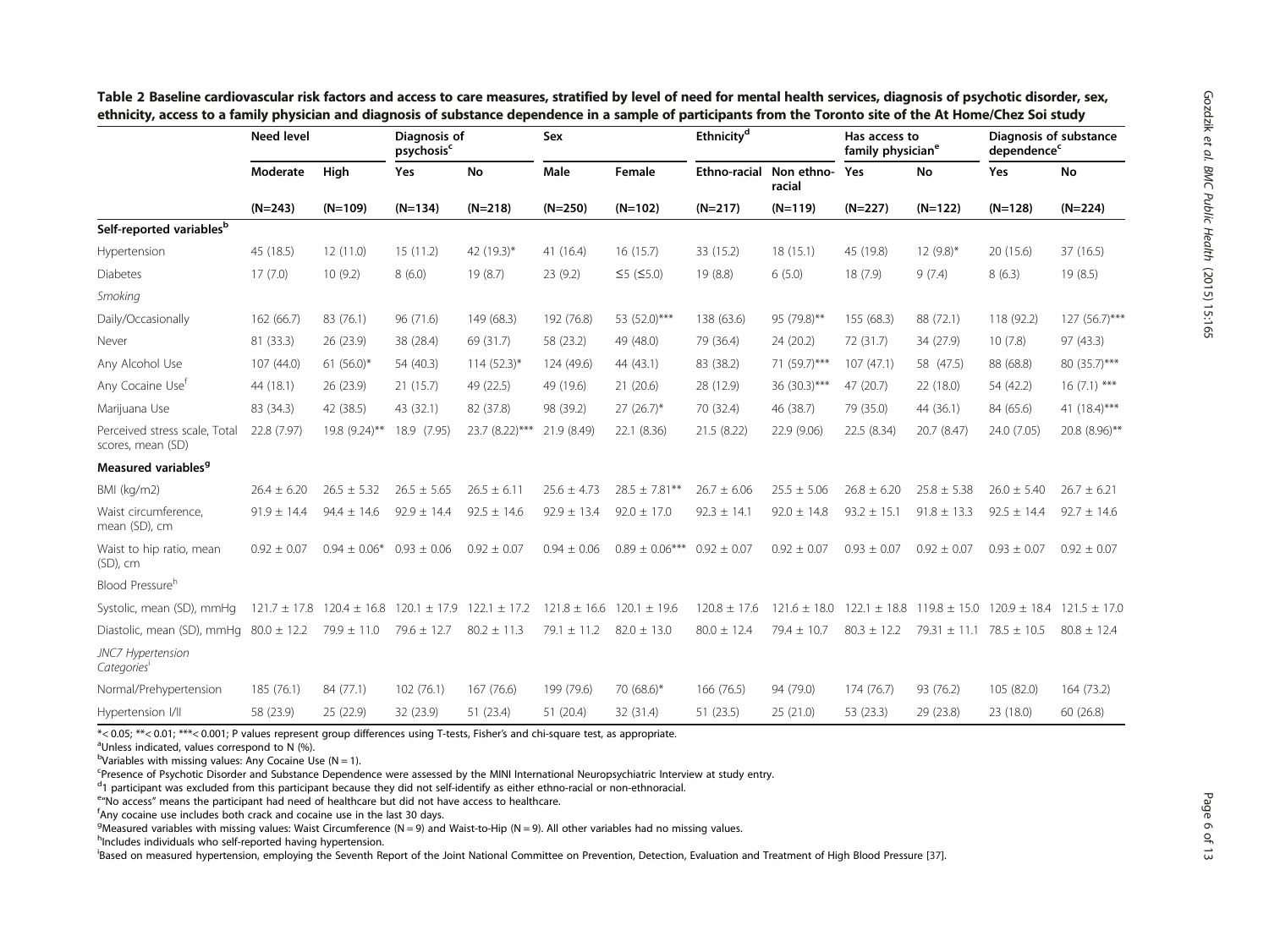**Table 2 Baseline cardiovascular risk factors and access to care measures, stratified by level of need for mental health services, diagnosis of psychotic disorder, sex, ethnicity, access to a family physician and diagnosis of substance dependence in a sample of participants from the Toronto site of the At Home/Chez Soi study**

| | Need level | | Diagnosis of psychosis[c] | | Sex | | Ethnicity[d] | | Has access to family physician[e] | | Diagnosis of substance dependence[c] | |
|---|---|---|---|---|---|---|---|---|---|---|---|---|
| | Moderate | High | Yes | No | Male | Female | Ethno-racial | Non ethno-racial | Yes | No | Yes | No |
| | (N=243) | (N=109) | (N=134) | (N=218) | (N=250) | (N=102) | (N=217) | (N=119) | (N=227) | (N=122) | (N=128) | (N=224) |
| **Self-reported variables[b]** | | | | | | | | | | | | |
| Hypertension | 45 (18.5) | 12 (11.0) | 15 (11.2) | 42 (19.3)* | 41 (16.4) | 16 (15.7) | 33 (15.2) | 18 (15.1) | 45 (19.8) | 12 (9.8)* | 20 (15.6) | 37 (16.5) |
| Diabetes | 17 (7.0) | 10 (9.2) | 8 (6.0) | 19 (8.7) | 23 (9.2) | ≤5 (≤5.0) | 19 (8.8) | 6 (5.0) | 18 (7.9) | 9 (7.4) | 8 (6.3) | 19 (8.5) |
| *Smoking* | | | | | | | | | | | | |
| Daily/Occasionally | 162 (66.7) | 83 (76.1) | 96 (71.6) | 149 (68.3) | 192 (76.8) | 53 (52.0)*** | 138 (63.6) | 95 (79.8)** | 155 (68.3) | 88 (72.1) | 118 (92.2) | 127 (56.7)*** |
| Never | 81 (33.3) | 26 (23.9) | 38 (28.4) | 69 (31.7) | 58 (23.2) | 49 (48.0) | 79 (36.4) | 24 (20.2) | 72 (31.7) | 34 (27.9) | 10 (7.8) | 97 (43.3) |
| Any Alcohol Use | 107 (44.0) | 61 (56.0)* | 54 (40.3) | 114 (52.3)* | 124 (49.6) | 44 (43.1) | 83 (38.2) | 71 (59.7)*** | 107 (47.1) | 58 (47.5) | 88 (68.8) | 80 (35.7)*** |
| Any Cocaine Use[f] | 44 (18.1) | 26 (23.9) | 21 (15.7) | 49 (22.5) | 49 (19.6) | 21 (20.6) | 28 (12.9) | 36 (30.3)*** | 47 (20.7) | 22 (18.0) | 54 (42.2) | 16 (7.1) *** |
| Marijuana Use | 83 (34.3) | 42 (38.5) | 43 (32.1) | 82 (37.8) | 98 (39.2) | 27 (26.7)* | 70 (32.4) | 46 (38.7) | 79 (35.0) | 44 (36.1) | 84 (65.6) | 41 (18.4)*** |
| Perceived stress scale, Total scores, mean (SD) | 22.8 (7.97) | 19.8 (9.24)** | 18.9 (7.95) | 23.7 (8.22)*** | 21.9 (8.49) | 22.1 (8.36) | 21.5 (8.22) | 22.9 (9.06) | 22.5 (8.34) | 20.7 (8.47) | 24.0 (7.05) | 20.8 (8.96)** |
| **Measured variables[g]** | | | | | | | | | | | | |
| BMI (kg/m2) | 26.4 ± 6.20 | 26.5 ± 5.32 | 26.5 ± 5.65 | 26.5 ± 6.11 | 25.6 ± 4.73 | 28.5 ± 7.81** | 26.7 ± 6.06 | 25.5 ± 5.06 | 26.8 ± 6.20 | 25.8 ± 5.38 | 26.0 ± 5.40 | 26.7 ± 6.21 |
| Waist circumference, mean (SD), cm | 91.9 ± 14.4 | 94.4 ± 14.6 | 92.9 ± 14.4 | 92.5 ± 14.6 | 92.9 ± 13.4 | 92.0 ± 17.0 | 92.3 ± 14.1 | 92.0 ± 14.8 | 93.2 ± 15.1 | 91.8 ± 13.3 | 92.5 ± 14.4 | 92.7 ± 14.6 |
| Waist to hip ratio, mean (SD), cm | 0.92 ± 0.07 | 0.94 ± 0.06* | 0.93 ± 0.06 | 0.92 ± 0.07 | 0.94 ± 0.06 | 0.89 ± 0.06*** | 0.92 ± 0.07 | 0.92 ± 0.07 | 0.93 ± 0.07 | 0.92 ± 0.07 | 0.93 ± 0.07 | 0.92 ± 0.07 |
| Blood Pressure[h] | | | | | | | | | | | | |
| Systolic, mean (SD), mmHg | 121.7 ± 17.8 | 120.4 ± 16.8 | 120.1 ± 17.9 | 122.1 ± 17.2 | 121.8 ± 16.6 | 120.1 ± 19.6 | 120.8 ± 17.6 | 121.6 ± 18.0 | 122.1 ± 18.8 | 119.8 ± 15.0 | 120.9 ± 18.4 | 121.5 ± 17.0 |
| Diastolic, mean (SD), mmHg | 80.0 ± 12.2 | 79.9 ± 11.0 | 79.6 ± 12.7 | 80.2 ± 11.3 | 79.1 ± 11.2 | 82.0 ± 13.0 | 80.0 ± 12.4 | 79.4 ± 10.7 | 80.3 ± 12.2 | 79.31 ± 11.1 | 78.5 ± 10.5 | 80.8 ± 12.4 |
| *JNC7 Hypertension Categories[i]* | | | | | | | | | | | | |
| Normal/Prehypertension | 185 (76.1) | 84 (77.1) | 102 (76.1) | 167 (76.6) | 199 (79.6) | 70 (68.6)* | 166 (76.5) | 94 (79.0) | 174 (76.7) | 93 (76.2) | 105 (82.0) | 164 (73.2) |
| Hypertension I/II | 58 (23.9) | 25 (22.9) | 32 (23.9) | 51 (23.4) | 51 (20.4) | 32 (31.4) | 51 (23.5) | 25 (21.0) | 53 (23.3) | 29 (23.8) | 23 (18.0) | 60 (26.8) |

*< 0.05; **< 0.01; ***< 0.001; P values represent group differences using T-tests, Fisher's and chi-square test, as appropriate.

[a]Unless indicated, values correspond to N (%).

[b]Variables with missing values: Any Cocaine Use (N = 1).

[c]Presence of Psychotic Disorder and Substance Dependence were assessed by the MINI International Neuropsychiatric Interview at study entry.

[d]1 participant was excluded from this participant because they did not self-identify as either ethno-racial or non-ethnoracial.

[e]"No access" means the participant had need of healthcare but did not have access to healthcare.

[f]Any cocaine use includes both crack and cocaine use in the last 30 days.

[g]Measured variables with missing values: Waist Circumference (N = 9) and Waist-to-Hip (N = 9). All other variables had no missing values.

[h]Includes individuals who self-reported having hypertension.

[i]Based on measured hypertension, employing the Seventh Report of the Joint National Committee on Prevention, Detection, Evaluation and Treatment of High Blood Pressure [37].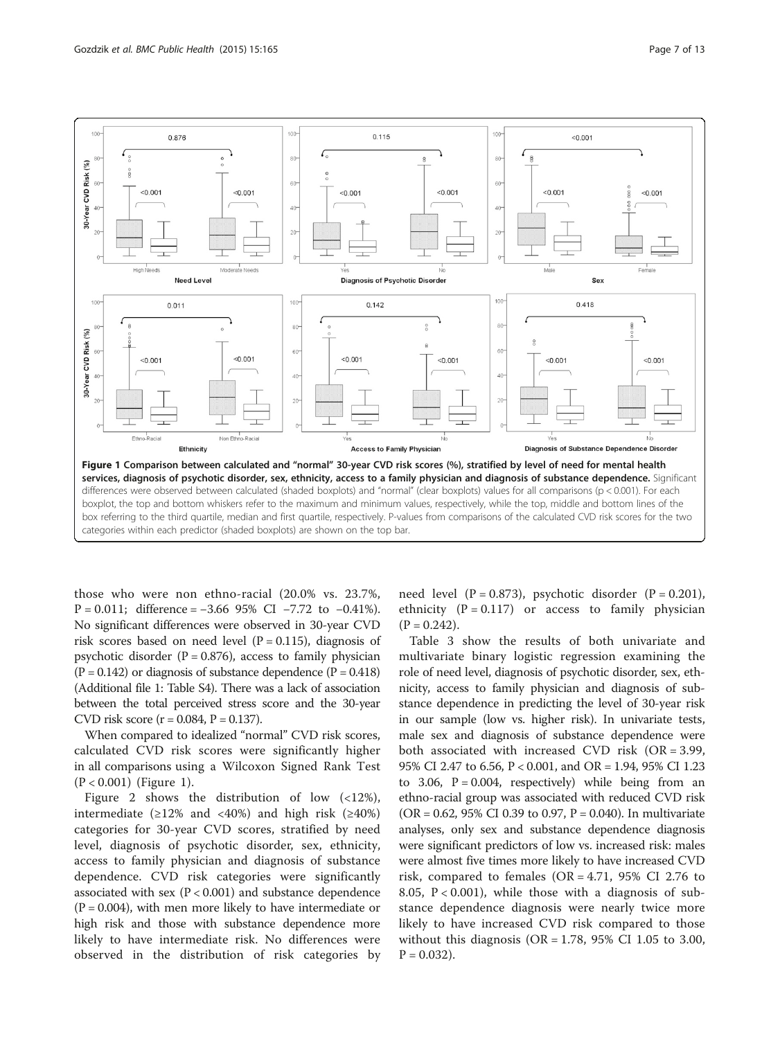**Figure 1 Comparison between calculated and "normal" 30-year CVD risk scores (%), stratified by level of need for mental health services, diagnosis of psychotic disorder, sex, ethnicity, access to a family physician and diagnosis of substance dependence.** Significant differences were observed between calculated (shaded boxplots) and "normal" (clear boxplots) values for all comparisons (p < 0.001). For each boxplot, the top and bottom whiskers refer to the maximum and minimum values, respectively, while the top, middle and bottom lines of the box referring to the third quartile, median and first quartile, respectively. P-values from comparisons of the calculated CVD risk scores for the two categories within each predictor (shaded boxplots) are shown on the top bar.

those who were non ethno-racial (20.0% vs. 23.7%, P = 0.011; difference = −3.66 95% CI −7.72 to −0.41%). No significant differences were observed in 30-year CVD risk scores based on need level (P = 0.115), diagnosis of psychotic disorder (P = 0.876), access to family physician (P = 0.142) or diagnosis of substance dependence (P = 0.418) (Additional file 1: Table S4). There was a lack of association between the total perceived stress score and the 30-year CVD risk score (r = 0.084, P = 0.137).

When compared to idealized "normal" CVD risk scores, calculated CVD risk scores were significantly higher in all comparisons using a Wilcoxon Signed Rank Test (P < 0.001) (Figure 1).

Figure 2 shows the distribution of low (<12%), intermediate (≥12% and <40%) and high risk (≥40%) categories for 30-year CVD scores, stratified by need level, diagnosis of psychotic disorder, sex, ethnicity, access to family physician and diagnosis of substance dependence. CVD risk categories were significantly associated with sex (P < 0.001) and substance dependence (P = 0.004), with men more likely to have intermediate or high risk and those with substance dependence more likely to have intermediate risk. No differences were observed in the distribution of risk categories by need level (P = 0.873), psychotic disorder (P = 0.201), ethnicity (P = 0.117) or access to family physician (P = 0.242).

Table 3 show the results of both univariate and multivariate binary logistic regression examining the role of need level, diagnosis of psychotic disorder, sex, ethnicity, access to family physician and diagnosis of substance dependence in predicting the level of 30-year risk in our sample (low vs. higher risk). In univariate tests, male sex and diagnosis of substance dependence were both associated with increased CVD risk (OR = 3.99, 95% CI 2.47 to 6.56, P < 0.001, and OR = 1.94, 95% CI 1.23 to 3.06, P = 0.004, respectively) while being from an ethno-racial group was associated with reduced CVD risk (OR = 0.62, 95% CI 0.39 to 0.97, P = 0.040). In multivariate analyses, only sex and substance dependence diagnosis were significant predictors of low vs. increased risk: males were almost five times more likely to have increased CVD risk, compared to females (OR = 4.71, 95% CI 2.76 to 8.05, P < 0.001), while those with a diagnosis of substance dependence diagnosis were nearly twice more likely to have increased CVD risk compared to those without this diagnosis (OR = 1.78, 95% CI 1.05 to 3.00, P = 0.032).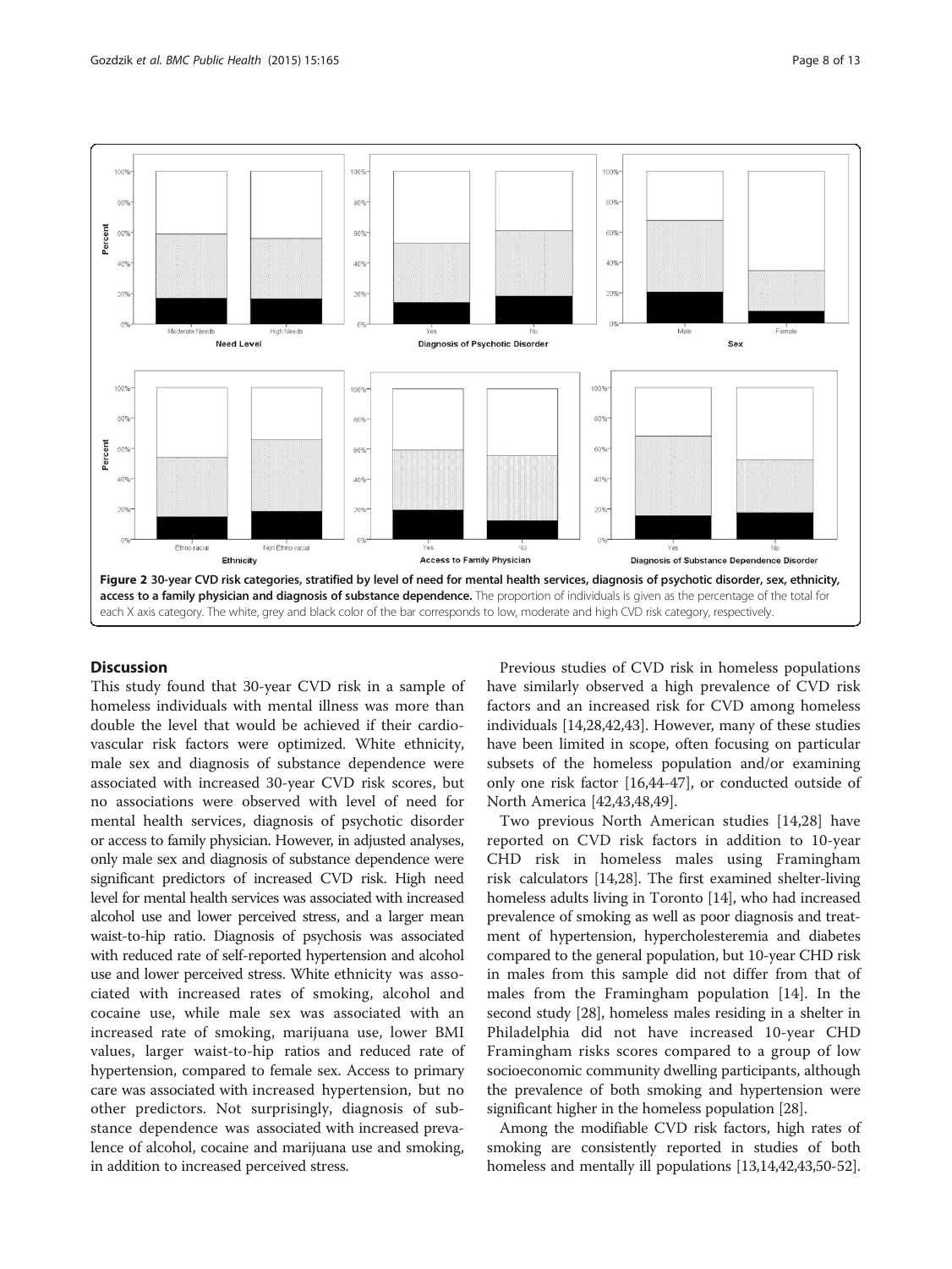100%
80%
60%
40%
20%
0%
Percent
Moderate Needs
High Needs
Need Level

100%
80%
60%
40%
20%
0%
Yes
No
Diagnosis of Psychotic Disorder

100%
80%
60%
40%
20%
0%
Male
Female
Sex

100%
80%
60%
40%
20%
0%
Percent
Ethno-racial
Non Ethno-racial
Ethnicity

100%
80%
60%
40%
20%
0%
Yes
No
Access to Family Physician

100%
80%
60%
40%
20%
0%
Yes
No
Diagnosis of Substance Dependence Disorder

**Figure 2 30-year CVD risk categories, stratified by level of need for mental health services, diagnosis of psychotic disorder, sex, ethnicity, access to a family physician and diagnosis of substance dependence.** The proportion of individuals is given as the percentage of the total for each X axis category. The white, grey and black color of the bar corresponds to low, moderate and high CVD risk category, respectively.

## Discussion

This study found that 30-year CVD risk in a sample of homeless individuals with mental illness was more than double the level that would be achieved if their cardiovascular risk factors were optimized. White ethnicity, male sex and diagnosis of substance dependence were associated with increased 30-year CVD risk scores, but no associations were observed with level of need for mental health services, diagnosis of psychotic disorder or access to family physician. However, in adjusted analyses, only male sex and diagnosis of substance dependence were significant predictors of increased CVD risk. High need level for mental health services was associated with increased alcohol use and lower perceived stress, and a larger mean waist-to-hip ratio. Diagnosis of psychosis was associated with reduced rate of self-reported hypertension and alcohol use and lower perceived stress. White ethnicity was associated with increased rates of smoking, alcohol and cocaine use, while male sex was associated with an increased rate of smoking, marijuana use, lower BMI values, larger waist-to-hip ratios and reduced rate of hypertension, compared to female sex. Access to primary care was associated with increased hypertension, but no other predictors. Not surprisingly, diagnosis of substance dependence was associated with increased prevalence of alcohol, cocaine and marijuana use and smoking, in addition to increased perceived stress.

Previous studies of CVD risk in homeless populations have similarly observed a high prevalence of CVD risk factors and an increased risk for CVD among homeless individuals [14,28,42,43]. However, many of these studies have been limited in scope, often focusing on particular subsets of the homeless population and/or examining only one risk factor [16,44-47], or conducted outside of North America [42,43,48,49].

Two previous North American studies [14,28] have reported on CVD risk factors in addition to 10-year CHD risk in homeless males using Framingham risk calculators [14,28]. The first examined shelter-living homeless adults living in Toronto [14], who had increased prevalence of smoking as well as poor diagnosis and treatment of hypertension, hypercholesteremia and diabetes compared to the general population, but 10-year CHD risk in males from this sample did not differ from that of males from the Framingham population [14]. In the second study [28], homeless males residing in a shelter in Philadelphia did not have increased 10-year CHD Framingham risks scores compared to a group of low socioeconomic community dwelling participants, although the prevalence of both smoking and hypertension were significant higher in the homeless population [28].

Among the modifiable CVD risk factors, high rates of smoking are consistently reported in studies of both homeless and mentally ill populations [13,14,42,43,50-52].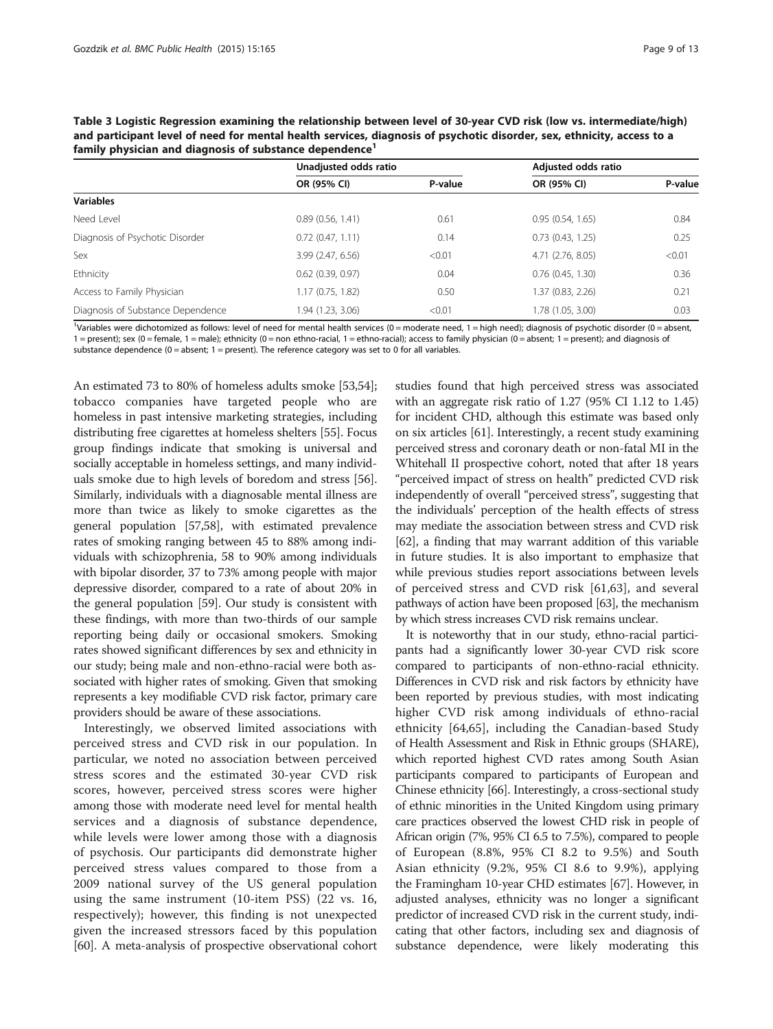**Table 3 Logistic Regression examining the relationship between level of 30-year CVD risk (low vs. intermediate/high) and participant level of need for mental health services, diagnosis of psychotic disorder, sex, ethnicity, access to a family physician and diagnosis of substance dependence[1]**

| | Unadjusted odds ratio | | Adjusted odds ratio | |
|---|---|---|---|---|
| | OR (95% CI) | P-value | OR (95% CI) | P-value |
| **Variables** | | | | |
| Need Level | 0.89 (0.56, 1.41) | 0.61 | 0.95 (0.54, 1.65) | 0.84 |
| Diagnosis of Psychotic Disorder | 0.72 (0.47, 1.11) | 0.14 | 0.73 (0.43, 1.25) | 0.25 |
| Sex | 3.99 (2.47, 6.56) | <0.01 | 4.71 (2.76, 8.05) | <0.01 |
| Ethnicity | 0.62 (0.39, 0.97) | 0.04 | 0.76 (0.45, 1.30) | 0.36 |
| Access to Family Physician | 1.17 (0.75, 1.82) | 0.50 | 1.37 (0.83, 2.26) | 0.21 |
| Diagnosis of Substance Dependence | 1.94 (1.23, 3.06) | <0.01 | 1.78 (1.05, 3.00) | 0.03 |

[1]Variables were dichotomized as follows: level of need for mental health services (0 = moderate need, 1 = high need); diagnosis of psychotic disorder (0 = absent, 1 = present); sex (0 = female, 1 = male); ethnicity (0 = non ethno-racial, 1 = ethno-racial); access to family physician (0 = absent; 1 = present); and diagnosis of substance dependence (0 = absent; 1 = present). The reference category was set to 0 for all variables.

An estimated 73 to 80% of homeless adults smoke [53,54]; tobacco companies have targeted people who are homeless in past intensive marketing strategies, including distributing free cigarettes at homeless shelters [55]. Focus group findings indicate that smoking is universal and socially acceptable in homeless settings, and many individuals smoke due to high levels of boredom and stress [56]. Similarly, individuals with a diagnosable mental illness are more than twice as likely to smoke cigarettes as the general population [57,58], with estimated prevalence rates of smoking ranging between 45 to 88% among individuals with schizophrenia, 58 to 90% among individuals with bipolar disorder, 37 to 73% among people with major depressive disorder, compared to a rate of about 20% in the general population [59]. Our study is consistent with these findings, with more than two-thirds of our sample reporting being daily or occasional smokers. Smoking rates showed significant differences by sex and ethnicity in our study; being male and non-ethno-racial were both associated with higher rates of smoking. Given that smoking represents a key modifiable CVD risk factor, primary care providers should be aware of these associations.

Interestingly, we observed limited associations with perceived stress and CVD risk in our population. In particular, we noted no association between perceived stress scores and the estimated 30-year CVD risk scores, however, perceived stress scores were higher among those with moderate need level for mental health services and a diagnosis of substance dependence, while levels were lower among those with a diagnosis of psychosis. Our participants did demonstrate higher perceived stress values compared to those from a 2009 national survey of the US general population using the same instrument (10-item PSS) (22 vs. 16, respectively); however, this finding is not unexpected given the increased stressors faced by this population [60]. A meta-analysis of prospective observational cohort studies found that high perceived stress was associated with an aggregate risk ratio of 1.27 (95% CI 1.12 to 1.45) for incident CHD, although this estimate was based only on six articles [61]. Interestingly, a recent study examining perceived stress and coronary death or non-fatal MI in the Whitehall II prospective cohort, noted that after 18 years "perceived impact of stress on health" predicted CVD risk independently of overall "perceived stress", suggesting that the individuals' perception of the health effects of stress may mediate the association between stress and CVD risk [62], a finding that may warrant addition of this variable in future studies. It is also important to emphasize that while previous studies report associations between levels of perceived stress and CVD risk [61,63], and several pathways of action have been proposed [63], the mechanism by which stress increases CVD risk remains unclear.

It is noteworthy that in our study, ethno-racial participants had a significantly lower 30-year CVD risk score compared to participants of non-ethno-racial ethnicity. Differences in CVD risk and risk factors by ethnicity have been reported by previous studies, with most indicating higher CVD risk among individuals of ethno-racial ethnicity [64,65], including the Canadian-based Study of Health Assessment and Risk in Ethnic groups (SHARE), which reported highest CVD rates among South Asian participants compared to participants of European and Chinese ethnicity [66]. Interestingly, a cross-sectional study of ethnic minorities in the United Kingdom using primary care practices observed the lowest CHD risk in people of African origin (7%, 95% CI 6.5 to 7.5%), compared to people of European (8.8%, 95% CI 8.2 to 9.5%) and South Asian ethnicity (9.2%, 95% CI 8.6 to 9.9%), applying the Framingham 10-year CHD estimates [67]. However, in adjusted analyses, ethnicity was no longer a significant predictor of increased CVD risk in the current study, indicating that other factors, including sex and diagnosis of substance dependence, were likely moderating this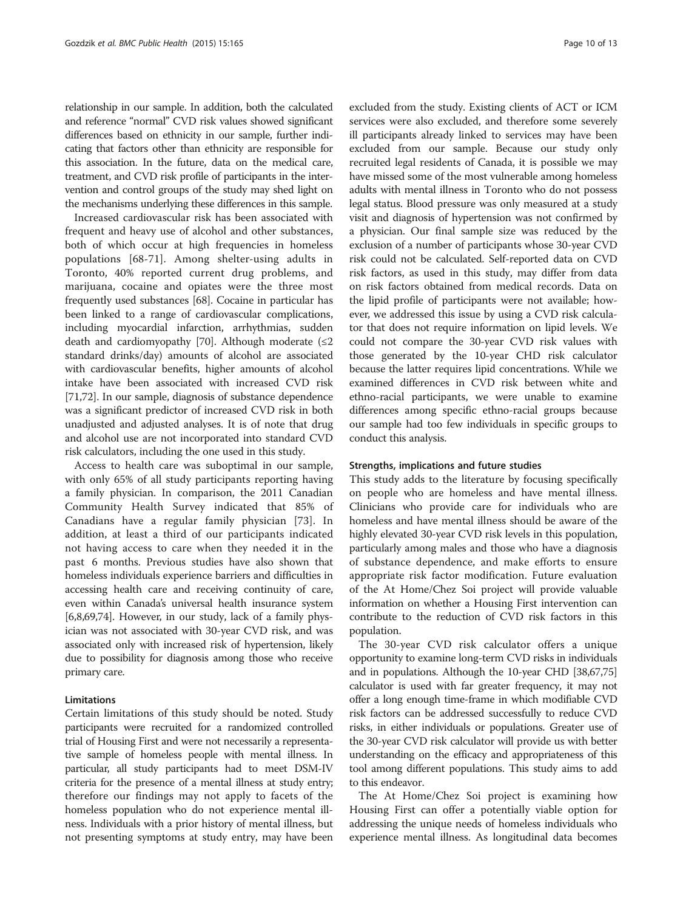relationship in our sample. In addition, both the calculated and reference "normal" CVD risk values showed significant differences based on ethnicity in our sample, further indicating that factors other than ethnicity are responsible for this association. In the future, data on the medical care, treatment, and CVD risk profile of participants in the intervention and control groups of the study may shed light on the mechanisms underlying these differences in this sample.

Increased cardiovascular risk has been associated with frequent and heavy use of alcohol and other substances, both of which occur at high frequencies in homeless populations [68-71]. Among shelter-using adults in Toronto, 40% reported current drug problems, and marijuana, cocaine and opiates were the three most frequently used substances [68]. Cocaine in particular has been linked to a range of cardiovascular complications, including myocardial infarction, arrhythmias, sudden death and cardiomyopathy [70]. Although moderate (≤2 standard drinks/day) amounts of alcohol are associated with cardiovascular benefits, higher amounts of alcohol intake have been associated with increased CVD risk [71,72]. In our sample, diagnosis of substance dependence was a significant predictor of increased CVD risk in both unadjusted and adjusted analyses. It is of note that drug and alcohol use are not incorporated into standard CVD risk calculators, including the one used in this study.

Access to health care was suboptimal in our sample, with only 65% of all study participants reporting having a family physician. In comparison, the 2011 Canadian Community Health Survey indicated that 85% of Canadians have a regular family physician [73]. In addition, at least a third of our participants indicated not having access to care when they needed it in the past 6 months. Previous studies have also shown that homeless individuals experience barriers and difficulties in accessing health care and receiving continuity of care, even within Canada's universal health insurance system [6,8,69,74]. However, in our study, lack of a family physician was not associated with 30-year CVD risk, and was associated only with increased risk of hypertension, likely due to possibility for diagnosis among those who receive primary care.

#### Limitations

Certain limitations of this study should be noted. Study participants were recruited for a randomized controlled trial of Housing First and were not necessarily a representative sample of homeless people with mental illness. In particular, all study participants had to meet DSM-IV criteria for the presence of a mental illness at study entry; therefore our findings may not apply to facets of the homeless population who do not experience mental illness. Individuals with a prior history of mental illness, but not presenting symptoms at study entry, may have been excluded from the study. Existing clients of ACT or ICM services were also excluded, and therefore some severely ill participants already linked to services may have been excluded from our sample. Because our study only recruited legal residents of Canada, it is possible we may have missed some of the most vulnerable among homeless adults with mental illness in Toronto who do not possess legal status. Blood pressure was only measured at a study visit and diagnosis of hypertension was not confirmed by a physician. Our final sample size was reduced by the exclusion of a number of participants whose 30-year CVD risk could not be calculated. Self-reported data on CVD risk factors, as used in this study, may differ from data on risk factors obtained from medical records. Data on the lipid profile of participants were not available; however, we addressed this issue by using a CVD risk calculator that does not require information on lipid levels. We could not compare the 30-year CVD risk values with those generated by the 10-year CHD risk calculator because the latter requires lipid concentrations. While we examined differences in CVD risk between white and ethno-racial participants, we were unable to examine differences among specific ethno-racial groups because our sample had too few individuals in specific groups to conduct this analysis.

#### Strengths, implications and future studies

This study adds to the literature by focusing specifically on people who are homeless and have mental illness. Clinicians who provide care for individuals who are homeless and have mental illness should be aware of the highly elevated 30-year CVD risk levels in this population, particularly among males and those who have a diagnosis of substance dependence, and make efforts to ensure appropriate risk factor modification. Future evaluation of the At Home/Chez Soi project will provide valuable information on whether a Housing First intervention can contribute to the reduction of CVD risk factors in this population.

The 30-year CVD risk calculator offers a unique opportunity to examine long-term CVD risks in individuals and in populations. Although the 10-year CHD [38,67,75] calculator is used with far greater frequency, it may not offer a long enough time-frame in which modifiable CVD risk factors can be addressed successfully to reduce CVD risks, in either individuals or populations. Greater use of the 30-year CVD risk calculator will provide us with better understanding on the efficacy and appropriateness of this tool among different populations. This study aims to add to this endeavor.

The At Home/Chez Soi project is examining how Housing First can offer a potentially viable option for addressing the unique needs of homeless individuals who experience mental illness. As longitudinal data becomes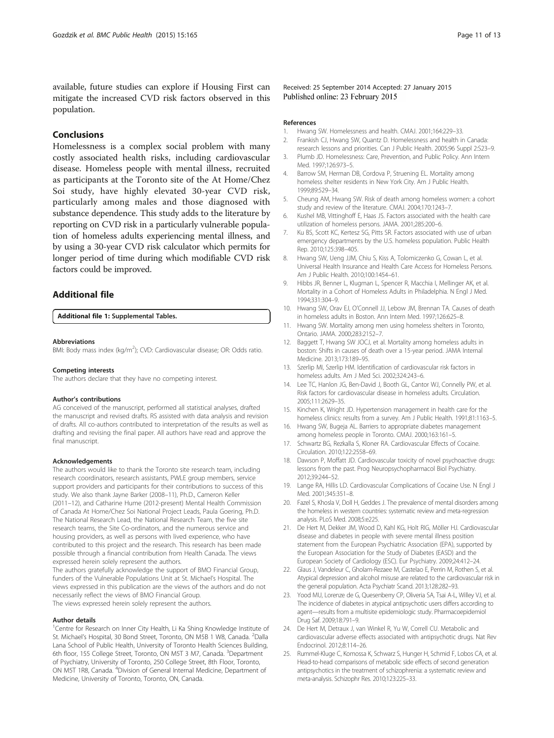available, future studies can explore if Housing First can mitigate the increased CVD risk factors observed in this population.

## Conclusions

Homelessness is a complex social problem with many costly associated health risks, including cardiovascular disease. Homeless people with mental illness, recruited as participants at the Toronto site of the At Home/Chez Soi study, have highly elevated 30-year CVD risk, particularly among males and those diagnosed with substance dependence. This study adds to the literature by reporting on CVD risk in a particularly vulnerable population of homeless adults experiencing mental illness, and by using a 30-year CVD risk calculator which permits for longer period of time during which modifiable CVD risk factors could be improved.

## Additional file

**Additional file 1: Supplemental Tables.**

#### Abbreviations

BMI: Body mass index (kg/m$^2$); CVD: Cardiovascular disease; OR: Odds ratio.

#### Competing interests

The authors declare that they have no competing interest.

#### Author's contributions

AG conceived of the manuscript, performed all statistical analyses, drafted the manuscript and revised drafts. RS assisted with data analysis and revision of drafts. All co-authors contributed to interpretation of the results as well as drafting and revising the final paper. All authors have read and approve the final manuscript.

#### Acknowledgements

The authors would like to thank the Toronto site research team, including research coordinators, research assistants, PWLE group members, service support providers and participants for their contributions to success of this study. We also thank Jayne Barker (2008–11), Ph.D., Cameron Keller (2011–12), and Catharine Hume (2012-present) Mental Health Commission of Canada At Home/Chez Soi National Project Leads, Paula Goering, Ph.D. The National Research Lead, the National Research Team, the five site research teams, the Site Co-ordinators, and the numerous service and housing providers, as well as persons with lived experience, who have contributed to this project and the research. This research has been made possible through a financial contribution from Health Canada. The views expressed herein solely represent the authors.

The authors gratefully acknowledge the support of BMO Financial Group, funders of the Vulnerable Populations Unit at St. Michael's Hospital. The views expressed in this publication are the views of the authors and do not necessarily reflect the views of BMO Financial Group.

The views expressed herein solely represent the authors.

#### Author details

[1]Centre for Research on Inner City Health, Li Ka Shing Knowledge Institute of St. Michael's Hospital, 30 Bond Street, Toronto, ON M5B 1 W8, Canada. [2]Dalla Lana School of Public Health, University of Toronto Health Sciences Building, 6th floor, 155 College Street, Toronto, ON M5T 3 M7, Canada. [3]Department of Psychiatry, University of Toronto, 250 College Street, 8th Floor, Toronto, ON M5T 1R8, Canada. [4]Division of General Internal Medicine, Department of Medicine, University of Toronto, Toronto, ON, Canada.

Received: 25 September 2014 Accepted: 27 January 2015
Published online: 23 February 2015

#### References

1. Hwang SW. Homelessness and health. CMAJ. 2001;164:229–33.
2. Frankish CJ, Hwang SW, Quantz D. Homelessness and health in Canada: research lessons and priorities. Can J Public Health. 2005;96 Suppl 2:S23–9.
3. Plumb JD. Homelessness: Care, Prevention, and Public Policy. Ann Intern Med. 1997;126:973–5.
4. Barrow SM, Herman DB, Cordova P, Struening EL. Mortality among homeless shelter residents in New York City. Am J Public Health. 1999;89:529–34.
5. Cheung AM, Hwang SW. Risk of death among homeless women: a cohort study and review of the literature. CMAJ. 2004;170:1243–7.
6. Kushel MB, Vittinghoff E, Haas JS. Factors associated with the health care utilization of homeless persons. JAMA. 2001;285:200–6.
7. Ku BS, Scott KC, Kertesz SG, Pitts SR. Factors associated with use of urban emergency departments by the U.S. homeless population. Public Health Rep. 2010;125:398–405.
8. Hwang SW, Ueng JJM, Chiu S, Kiss A, Tolomiczenko G, Cowan L, et al. Universal Health Insurance and Health Care Access for Homeless Persons. Am J Public Health. 2010;100:1454–61.
9. Hibbs JR, Benner L, Klugman L, Spencer R, Macchia I, Mellinger AK, et al. Mortality in a Cohort of Homeless Adults in Philadelphia. N Engl J Med. 1994;331:304–9.
10. Hwang SW, Orav EJ, O'Connell JJ, Lebow JM, Brennan TA. Causes of death in homeless adults in Boston. Ann Intern Med. 1997;126:625–8.
11. Hwang SW. Mortality among men using homeless shelters in Toronto, Ontario. JAMA. 2000;283:2152–7.
12. Baggett T, Hwang SW JOCJ, et al. Mortality among homeless adults in boston: Shifts in causes of death over a 15-year period. JAMA Internal Medicine. 2013;173:189–95.
13. Szerlip MI, Szerlip HM. Identification of cardiovascular risk factors in homeless adults. Am J Med Sci. 2002;324:243–6.
14. Lee TC, Hanlon JG, Ben-David J, Booth GL, Cantor WJ, Connelly PW, et al. Risk factors for cardiovascular disease in homeless adults. Circulation. 2005;111:2629–35.
15. Kinchen K, Wright JD. Hypertension management in health care for the homeless clinics: results from a survey. Am J Public Health. 1991;81:1163–5.
16. Hwang SW, Bugeja AL. Barriers to appropriate diabetes management among homeless people in Toronto. CMAJ. 2000;163:161–5.
17. Schwartz BG, Rezkalla S, Kloner RA. Cardiovascular Effects of Cocaine. Circulation. 2010;122:2558–69.
18. Dawson P, Moffatt JD. Cardiovascular toxicity of novel psychoactive drugs: lessons from the past. Prog Neuropsychopharmacol Biol Psychiatry. 2012;39:244–52.
19. Lange RA, Hillis LD. Cardiovascular Complications of Cocaine Use. N Engl J Med. 2001;345:351–8.
20. Fazel S, Khosla V, Doll H, Geddes J. The prevalence of mental disorders among the homeless in western countries: systematic review and meta-regression analysis. PLoS Med. 2008;5:e225.
21. De Hert M, Dekker JM, Wood D, Kahl KG, Holt RIG, Möller HJ. Cardiovascular disease and diabetes in people with severe mental illness position statement from the European Psychiatric Association (EPA), supported by the European Association for the Study of Diabetes (EASD) and the European Society of Cardiology (ESC). Eur Psychiatry. 2009;24:412–24.
22. Glaus J, Vandeleur C, Gholam-Rezaee M, Castelao E, Perrin M, Rothen S, et al. Atypical depression and alcohol misuse are related to the cardiovascular risk in the general population. Acta Psychiatr Scand. 2013;128:282–93.
23. Yood MU, Lorenze de G, Quesenberry CP, Oliveria SA, Tsai A-L, Willey VJ, et al. The incidence of diabetes in atypical antipsychotic users differs according to agent—results from a multisite epidemiologic study. Pharmacoepidemiol Drug Saf. 2009;18:791–9.
24. De Hert M, Detraux J, van Winkel R, Yu W, Correll CU. Metabolic and cardiovascular adverse effects associated with antipsychotic drugs. Nat Rev Endocrinol. 2012;8:114–26.
25. Rummel-Kluge C, Komossa K, Schwarz S, Hunger H, Schmid F, Lobos CA, et al. Head-to-head comparisons of metabolic side effects of second generation antipsychotics in the treatment of schizophrenia: a systematic review and meta-analysis. Schizophr Res. 2010;123:225–33.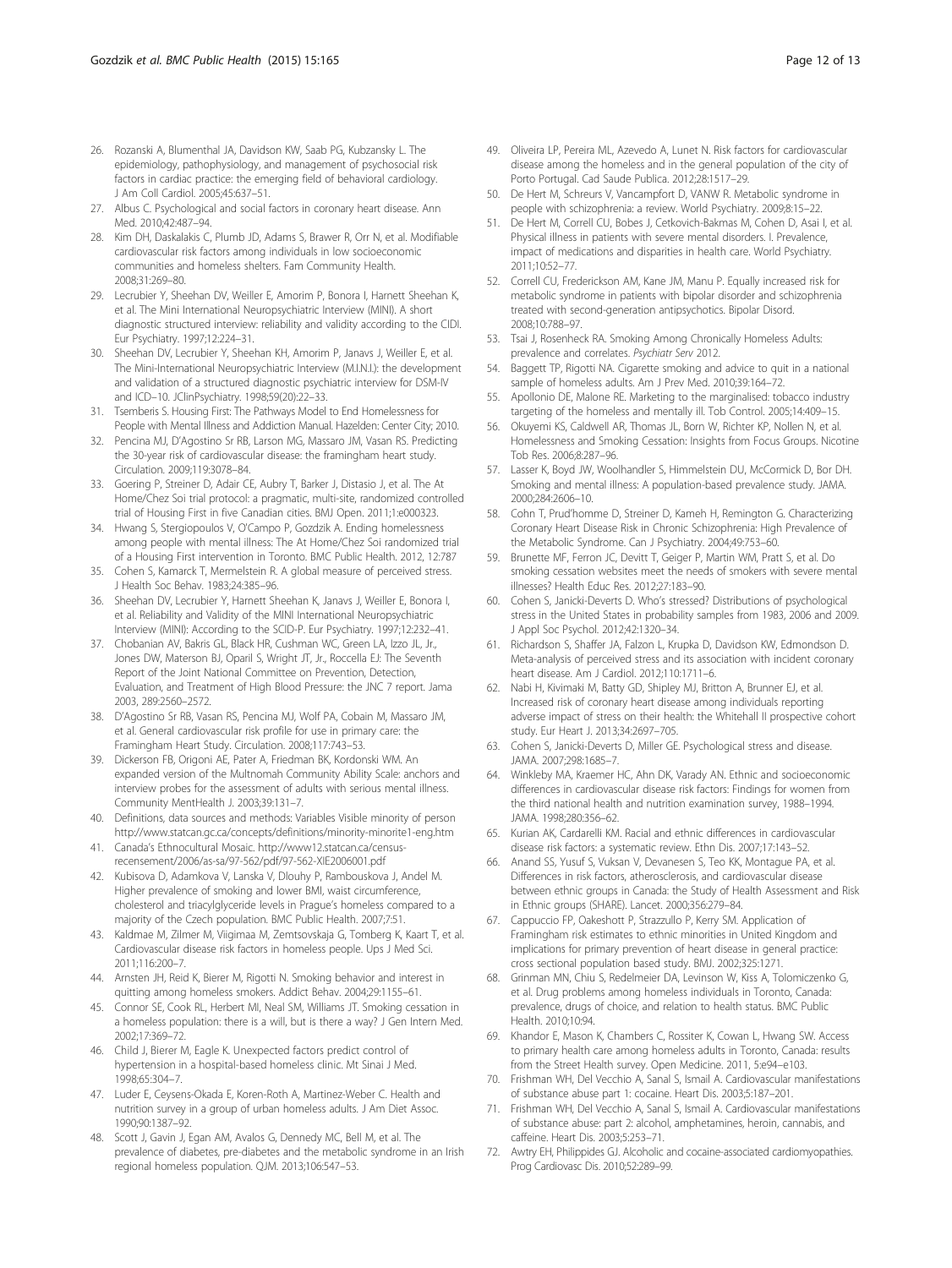26. Rozanski A, Blumenthal JA, Davidson KW, Saab PG, Kubzansky L. The epidemiology, pathophysiology, and management of psychosocial risk factors in cardiac practice: the emerging field of behavioral cardiology. J Am Coll Cardiol. 2005;45:637–51.
27. Albus C. Psychological and social factors in coronary heart disease. Ann Med. 2010;42:487–94.
28. Kim DH, Daskalakis C, Plumb JD, Adams S, Brawer R, Orr N, et al. Modifiable cardiovascular risk factors among individuals in low socioeconomic communities and homeless shelters. Fam Community Health. 2008;31:269–80.
29. Lecrubier Y, Sheehan DV, Weiller E, Amorim P, Bonora I, Harnett Sheehan K, et al. The Mini International Neuropsychiatric Interview (MINI). A short diagnostic structured interview: reliability and validity according to the CIDI. Eur Psychiatry. 1997;12:224–31.
30. Sheehan DV, Lecrubier Y, Sheehan KH, Amorim P, Janavs J, Weiller E, et al. The Mini-International Neuropsychiatric Interview (M.I.N.I.): the development and validation of a structured diagnostic psychiatric interview for DSM-IV and ICD–10. JClinPsychiatry. 1998;59(20):22–33.
31. Tsemberis S. Housing First: The Pathways Model to End Homelessness for People with Mental Illness and Addiction Manual. Hazelden: Center City; 2010.
32. Pencina MJ, D'Agostino Sr RB, Larson MG, Massaro JM, Vasan RS. Predicting the 30-year risk of cardiovascular disease: the framingham heart study. Circulation. 2009;119:3078–84.
33. Goering P, Streiner D, Adair CE, Aubry T, Barker J, Distasio J, et al. The At Home/Chez Soi trial protocol: a pragmatic, multi-site, randomized controlled trial of Housing First in five Canadian cities. BMJ Open. 2011;1:e000323.
34. Hwang S, Stergiopoulos V, O'Campo P, Gozdzik A. Ending homelessness among people with mental illness: The At Home/Chez Soi randomized trial of a Housing First intervention in Toronto. BMC Public Health. 2012, 12:787
35. Cohen S, Kamarck T, Mermelstein R. A global measure of perceived stress. J Health Soc Behav. 1983;24:385–96.
36. Sheehan DV, Lecrubier Y, Harnett Sheehan K, Janavs J, Weiller E, Bonora I, et al. Reliability and Validity of the MINI International Neuropsychiatric Interview (MINI): According to the SCID-P. Eur Psychiatry. 1997;12:232–41.
37. Chobanian AV, Bakris GL, Black HR, Cushman WC, Green LA, Izzo JL, Jr., Jones DW, Materson BJ, Oparil S, Wright JT, Jr., Roccella EJ: The Seventh Report of the Joint National Committee on Prevention, Detection, Evaluation, and Treatment of High Blood Pressure: the JNC 7 report. Jama 2003, 289:2560–2572.
38. D'Agostino Sr RB, Vasan RS, Pencina MJ, Wolf PA, Cobain M, Massaro JM, et al. General cardiovascular risk profile for use in primary care: the Framingham Heart Study. Circulation. 2008;117:743–53.
39. Dickerson FB, Origoni AE, Pater A, Friedman BK, Kordonski WM. An expanded version of the Multnomah Community Ability Scale: anchors and interview probes for the assessment of adults with serious mental illness. Community MentHealth J. 2003;39:131–7.
40. Definitions, data sources and methods: Variables Visible minority of person http://www.statcan.gc.ca/concepts/definitions/minority-minorite1-eng.htm
41. Canada's Ethnocultural Mosaic. http://www12.statcan.ca/census-recensement/2006/as-sa/97-562/pdf/97-562-XIE2006001.pdf
42. Kubisova D, Adamkova V, Lanska V, Dlouhy P, Rambouskova J, Andel M. Higher prevalence of smoking and lower BMI, waist circumference, cholesterol and triacylglyceride levels in Prague's homeless compared to a majority of the Czech population. BMC Public Health. 2007;7:51.
43. Kaldmae M, Zilmer M, Viigimaa M, Zemtsovskaja G, Tomberg K, Kaart T, et al. Cardiovascular disease risk factors in homeless people. Ups J Med Sci. 2011;116:200–7.
44. Arnsten JH, Reid K, Bierer M, Rigotti N. Smoking behavior and interest in quitting among homeless smokers. Addict Behav. 2004;29:1155–61.
45. Connor SE, Cook RL, Herbert MI, Neal SM, Williams JT. Smoking cessation in a homeless population: there is a will, but is there a way? J Gen Intern Med. 2002;17:369–72.
46. Child J, Bierer M, Eagle K. Unexpected factors predict control of hypertension in a hospital-based homeless clinic. Mt Sinai J Med. 1998;65:304–7.
47. Luder E, Ceysens-Okada E, Koren-Roth A, Martinez-Weber C. Health and nutrition survey in a group of urban homeless adults. J Am Diet Assoc. 1990;90:1387–92.
48. Scott J, Gavin J, Egan AM, Avalos G, Dennedy MC, Bell M, et al. The prevalence of diabetes, pre-diabetes and the metabolic syndrome in an Irish regional homeless population. QJM. 2013;106:547–53.
49. Oliveira LP, Pereira ML, Azevedo A, Lunet N. Risk factors for cardiovascular disease among the homeless and in the general population of the city of Porto Portugal. Cad Saude Publica. 2012;28:1517–29.
50. De Hert M, Schreurs V, Vancampfort D, VANW R. Metabolic syndrome in people with schizophrenia: a review. World Psychiatry. 2009;8:15–22.
51. De Hert M, Correll CU, Bobes J, Cetkovich-Bakmas M, Cohen D, Asai I, et al. Physical illness in patients with severe mental disorders. I. Prevalence, impact of medications and disparities in health care. World Psychiatry. 2011;10:52–77.
52. Correll CU, Frederickson AM, Kane JM, Manu P. Equally increased risk for metabolic syndrome in patients with bipolar disorder and schizophrenia treated with second-generation antipsychotics. Bipolar Disord. 2008;10:788–97.
53. Tsai J, Rosenheck RA. Smoking Among Chronically Homeless Adults: prevalence and correlates. *Psychiatr Serv* 2012.
54. Baggett TP, Rigotti NA. Cigarette smoking and advice to quit in a national sample of homeless adults. Am J Prev Med. 2010;39:164–72.
55. Apollonio DE, Malone RE. Marketing to the marginalised: tobacco industry targeting of the homeless and mentally ill. Tob Control. 2005;14:409–15.
56. Okuyemi KS, Caldwell AR, Thomas JL, Born W, Richter KP, Nollen N, et al. Homelessness and Smoking Cessation: Insights from Focus Groups. Nicotine Tob Res. 2006;8:287–96.
57. Lasser K, Boyd JW, Woolhandler S, Himmelstein DU, McCormick D, Bor DH. Smoking and mental illness: A population-based prevalence study. JAMA. 2000;284:2606–10.
58. Cohn T, Prud'homme D, Streiner D, Kameh H, Remington G. Characterizing Coronary Heart Disease Risk in Chronic Schizophrenia: High Prevalence of the Metabolic Syndrome. Can J Psychiatry. 2004;49:753–60.
59. Brunette MF, Ferron JC, Devitt T, Geiger P, Martin WM, Pratt S, et al. Do smoking cessation websites meet the needs of smokers with severe mental illnesses? Health Educ Res. 2012;27:183–90.
60. Cohen S, Janicki-Deverts D. Who's stressed? Distributions of psychological stress in the United States in probability samples from 1983, 2006 and 2009. J Appl Soc Psychol. 2012;42:1320–34.
61. Richardson S, Shaffer JA, Falzon L, Krupka D, Davidson KW, Edmondson D. Meta-analysis of perceived stress and its association with incident coronary heart disease. Am J Cardiol. 2012;110:1711–6.
62. Nabi H, Kivimaki M, Batty GD, Shipley MJ, Britton A, Brunner EJ, et al. Increased risk of coronary heart disease among individuals reporting adverse impact of stress on their health: the Whitehall II prospective cohort study. Eur Heart J. 2013;34:2697–705.
63. Cohen S, Janicki-Deverts D, Miller GE. Psychological stress and disease. JAMA. 2007;298:1685–7.
64. Winkleby MA, Kraemer HC, Ahn DK, Varady AN. Ethnic and socioeconomic differences in cardiovascular disease risk factors: Findings for women from the third national health and nutrition examination survey, 1988–1994. JAMA. 1998;280:356–62.
65. Kurian AK, Cardarelli KM. Racial and ethnic differences in cardiovascular disease risk factors: a systematic review. Ethn Dis. 2007;17:143–52.
66. Anand SS, Yusuf S, Vuksan V, Devanesen S, Teo KK, Montague PA, et al. Differences in risk factors, atherosclerosis, and cardiovascular disease between ethnic groups in Canada: the Study of Health Assessment and Risk in Ethnic groups (SHARE). Lancet. 2000;356:279–84.
67. Cappuccio FP, Oakeshott P, Strazzullo P, Kerry SM. Application of Framingham risk estimates to ethnic minorities in United Kingdom and implications for primary prevention of heart disease in general practice: cross sectional population based study. BMJ. 2002;325:1271.
68. Grinman MN, Chiu S, Redelmeier DA, Levinson W, Kiss A, Tolomiczenko G, et al. Drug problems among homeless individuals in Toronto, Canada: prevalence, drugs of choice, and relation to health status. BMC Public Health. 2010;10:94.
69. Khandor E, Mason K, Chambers C, Rossiter K, Cowan L, Hwang SW. Access to primary health care among homeless adults in Toronto, Canada: results from the Street Health survey. Open Medicine. 2011, 5:e94–e103.
70. Frishman WH, Del Vecchio A, Sanal S, Ismail A. Cardiovascular manifestations of substance abuse part 1: cocaine. Heart Dis. 2003;5:187–201.
71. Frishman WH, Del Vecchio A, Sanal S, Ismail A. Cardiovascular manifestations of substance abuse: part 2: alcohol, amphetamines, heroin, cannabis, and caffeine. Heart Dis. 2003;5:253–71.
72. Awtry EH, Philippides GJ. Alcoholic and cocaine-associated cardiomyopathies. Prog Cardiovasc Dis. 2010;52:289–99.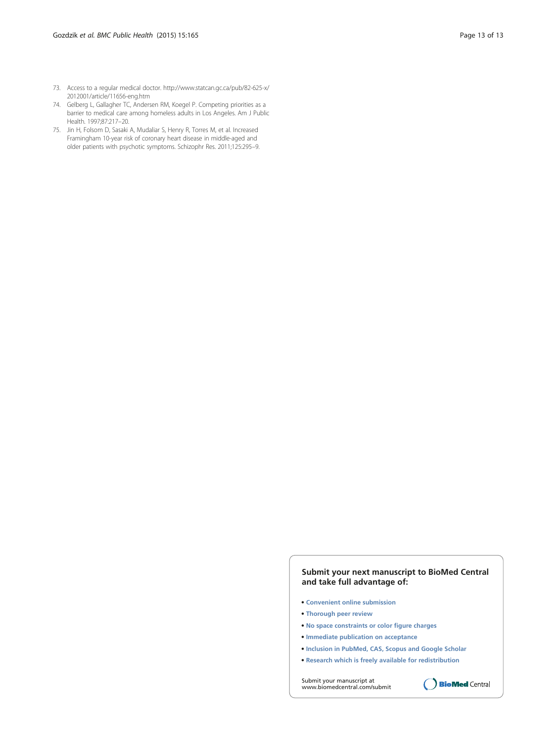73. Access to a regular medical doctor. http://www.statcan.gc.ca/pub/82-625-x/2012001/article/11656-eng.htm
74. Gelberg L, Gallagher TC, Andersen RM, Koegel P. Competing priorities as a barrier to medical care among homeless adults in Los Angeles. Am J Public Health. 1997;87:217–20.
75. Jin H, Folsom D, Sasaki A, Mudaliar S, Henry R, Torres M, et al. Increased Framingham 10-year risk of coronary heart disease in middle-aged and older patients with psychotic symptoms. Schizophr Res. 2011;125:295–9.

**Submit your next manuscript to BioMed Central and take full advantage of:**

- **Convenient online submission**
- **Thorough peer review**
- **No space constraints or color figure charges**
- **Immediate publication on acceptance**
- **Inclusion in PubMed, CAS, Scopus and Google Scholar**
- **Research which is freely available for redistribution**

Submit your manuscript at
www.biomedcentral.com/submit

BioMed Central